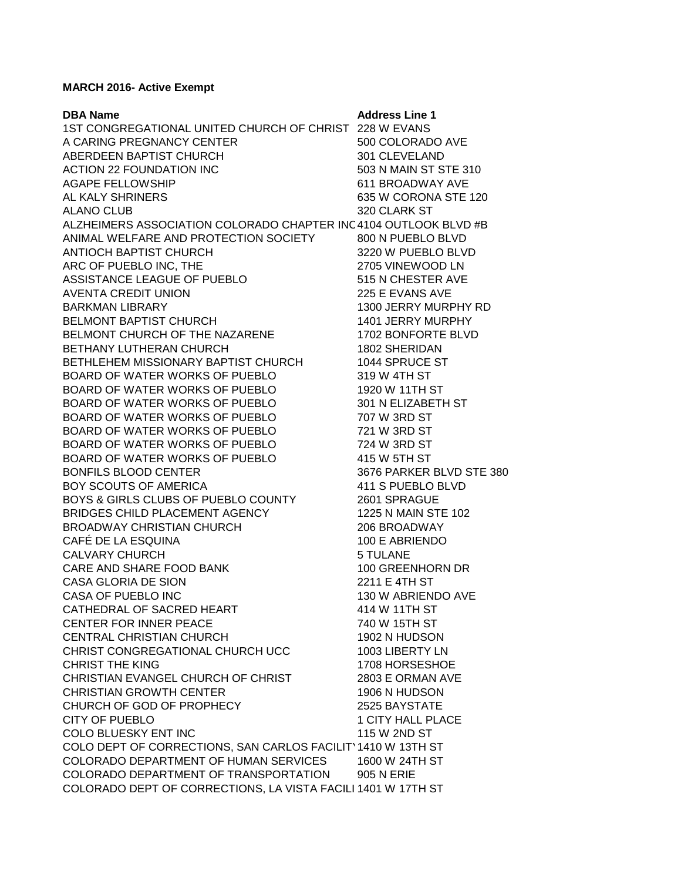**MARCH 2016- Active Exempt**

| DBA Name | Address Line 1 |
|---|---|
| 1ST CONGREGATIONAL UNITED CHURCH OF CHRIST | 228 W EVANS |
| A CARING PREGNANCY CENTER | 500 COLORADO AVE |
| ABERDEEN BAPTIST CHURCH | 301 CLEVELAND |
| ACTION 22 FOUNDATION INC | 503 N MAIN ST STE 310 |
| AGAPE FELLOWSHIP | 611 BROADWAY AVE |
| AL KALY SHRINERS | 635 W CORONA STE 120 |
| ALANO CLUB | 320 CLARK ST |
| ALZHEIMERS ASSOCIATION COLORADO CHAPTER INC | 4104 OUTLOOK BLVD #B |
| ANIMAL WELFARE AND PROTECTION SOCIETY | 800 N PUEBLO BLVD |
| ANTIOCH BAPTIST CHURCH | 3220 W PUEBLO BLVD |
| ARC OF PUEBLO INC, THE | 2705 VINEWOOD LN |
| ASSISTANCE LEAGUE OF PUEBLO | 515 N CHESTER AVE |
| AVENTA CREDIT UNION | 225 E EVANS AVE |
| BARKMAN LIBRARY | 1300 JERRY MURPHY RD |
| BELMONT BAPTIST CHURCH | 1401 JERRY MURPHY |
| BELMONT CHURCH OF THE NAZARENE | 1702 BONFORTE BLVD |
| BETHANY LUTHERAN CHURCH | 1802 SHERIDAN |
| BETHLEHEM MISSIONARY BAPTIST CHURCH | 1044 SPRUCE ST |
| BOARD OF WATER WORKS OF PUEBLO | 319 W 4TH ST |
| BOARD OF WATER WORKS OF PUEBLO | 1920 W 11TH ST |
| BOARD OF WATER WORKS OF PUEBLO | 301 N ELIZABETH ST |
| BOARD OF WATER WORKS OF PUEBLO | 707 W 3RD ST |
| BOARD OF WATER WORKS OF PUEBLO | 721 W 3RD ST |
| BOARD OF WATER WORKS OF PUEBLO | 724 W 3RD ST |
| BOARD OF WATER WORKS OF PUEBLO | 415 W 5TH ST |
| BONFILS BLOOD CENTER | 3676 PARKER BLVD STE 380 |
| BOY SCOUTS OF AMERICA | 411 S PUEBLO BLVD |
| BOYS & GIRLS CLUBS OF PUEBLO COUNTY | 2601 SPRAGUE |
| BRIDGES CHILD PLACEMENT AGENCY | 1225 N MAIN STE 102 |
| BROADWAY CHRISTIAN CHURCH | 206 BROADWAY |
| CAFÉ DE LA ESQUINA | 100 E ABRIENDO |
| CALVARY CHURCH | 5 TULANE |
| CARE AND SHARE FOOD BANK | 100 GREENHORN DR |
| CASA GLORIA DE SION | 2211 E 4TH ST |
| CASA OF PUEBLO INC | 130 W ABRIENDO AVE |
| CATHEDRAL OF SACRED HEART | 414 W 11TH ST |
| CENTER FOR INNER PEACE | 740 W 15TH ST |
| CENTRAL CHRISTIAN CHURCH | 1902 N HUDSON |
| CHRIST CONGREGATIONAL CHURCH UCC | 1003 LIBERTY LN |
| CHRIST THE KING | 1708 HORSESHOE |
| CHRISTIAN EVANGEL CHURCH OF CHRIST | 2803 E ORMAN AVE |
| CHRISTIAN GROWTH CENTER | 1906 N HUDSON |
| CHURCH OF GOD OF PROPHECY | 2525 BAYSTATE |
| CITY OF PUEBLO | 1 CITY HALL PLACE |
| COLO BLUESKY ENT INC | 115 W 2ND ST |
| COLO DEPT OF CORRECTIONS, SAN CARLOS FACILITY | 1410 W 13TH ST |
| COLORADO DEPARTMENT OF HUMAN SERVICES | 1600 W 24TH ST |
| COLORADO DEPARTMENT OF TRANSPORTATION | 905 N ERIE |
| COLORADO DEPT OF CORRECTIONS, LA VISTA FACILI | 1401 W 17TH ST |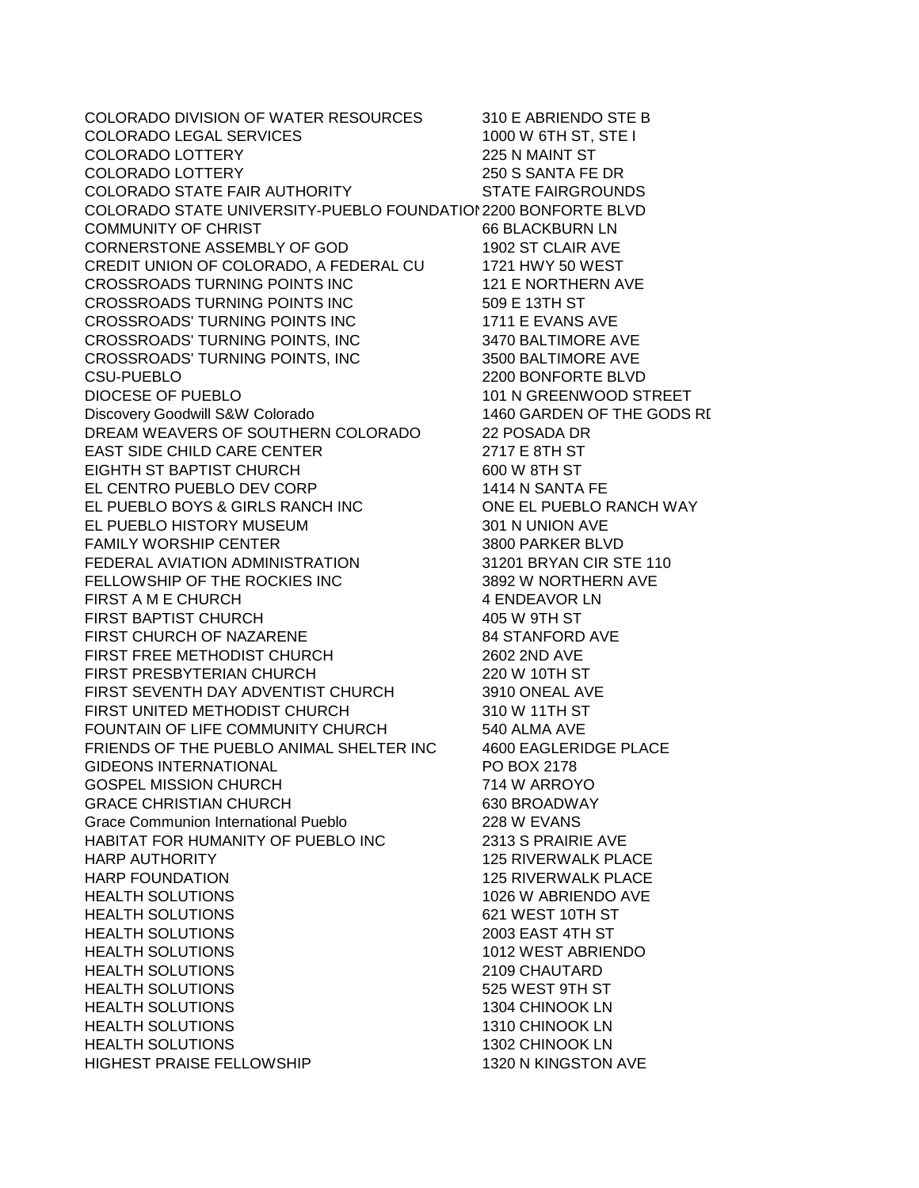| | |
|---|---|
| COLORADO DIVISION OF WATER RESOURCES | 310 E ABRIENDO STE B |
| COLORADO LEGAL SERVICES | 1000 W 6TH ST, STE I |
| COLORADO LOTTERY | 225 N MAINT ST |
| COLORADO LOTTERY | 250 S SANTA FE DR |
| COLORADO STATE FAIR AUTHORITY | STATE FAIRGROUNDS |
| COLORADO STATE UNIVERSITY-PUEBLO FOUNDATIOI | 2200 BONFORTE BLVD |
| COMMUNITY OF CHRIST | 66 BLACKBURN LN |
| CORNERSTONE ASSEMBLY OF GOD | 1902 ST CLAIR AVE |
| CREDIT UNION OF COLORADO, A FEDERAL CU | 1721 HWY 50 WEST |
| CROSSROADS TURNING POINTS INC | 121 E NORTHERN AVE |
| CROSSROADS TURNING POINTS INC | 509 E 13TH ST |
| CROSSROADS' TURNING POINTS INC | 1711 E EVANS AVE |
| CROSSROADS' TURNING POINTS, INC | 3470 BALTIMORE AVE |
| CROSSROADS' TURNING POINTS, INC | 3500 BALTIMORE AVE |
| CSU-PUEBLO | 2200 BONFORTE BLVD |
| DIOCESE OF PUEBLO | 101 N GREENWOOD STREET |
| Discovery Goodwill S&W Colorado | 1460 GARDEN OF THE GODS RI |
| DREAM WEAVERS OF SOUTHERN COLORADO | 22 POSADA DR |
| EAST SIDE CHILD CARE CENTER | 2717 E 8TH ST |
| EIGHTH ST BAPTIST CHURCH | 600 W 8TH ST |
| EL CENTRO PUEBLO DEV CORP | 1414 N SANTA FE |
| EL PUEBLO BOYS & GIRLS RANCH INC | ONE EL PUEBLO RANCH WAY |
| EL PUEBLO HISTORY MUSEUM | 301 N UNION AVE |
| FAMILY WORSHIP CENTER | 3800 PARKER BLVD |
| FEDERAL AVIATION ADMINISTRATION | 31201 BRYAN CIR STE 110 |
| FELLOWSHIP OF THE ROCKIES INC | 3892 W NORTHERN AVE |
| FIRST A M E CHURCH | 4 ENDEAVOR LN |
| FIRST BAPTIST CHURCH | 405 W 9TH ST |
| FIRST CHURCH OF NAZARENE | 84 STANFORD AVE |
| FIRST FREE METHODIST CHURCH | 2602 2ND AVE |
| FIRST PRESBYTERIAN CHURCH | 220 W 10TH ST |
| FIRST SEVENTH DAY ADVENTIST CHURCH | 3910 ONEAL AVE |
| FIRST UNITED METHODIST CHURCH | 310 W 11TH ST |
| FOUNTAIN OF LIFE COMMUNITY CHURCH | 540 ALMA AVE |
| FRIENDS OF THE PUEBLO ANIMAL SHELTER INC | 4600 EAGLERIDGE PLACE |
| GIDEONS INTERNATIONAL | PO BOX 2178 |
| GOSPEL MISSION CHURCH | 714 W ARROYO |
| GRACE CHRISTIAN CHURCH | 630 BROADWAY |
| Grace Communion International Pueblo | 228 W EVANS |
| HABITAT FOR HUMANITY OF PUEBLO INC | 2313 S PRAIRIE AVE |
| HARP AUTHORITY | 125 RIVERWALK PLACE |
| HARP FOUNDATION | 125 RIVERWALK PLACE |
| HEALTH SOLUTIONS | 1026 W ABRIENDO AVE |
| HEALTH SOLUTIONS | 621 WEST 10TH ST |
| HEALTH SOLUTIONS | 2003 EAST 4TH ST |
| HEALTH SOLUTIONS | 1012 WEST ABRIENDO |
| HEALTH SOLUTIONS | 2109 CHAUTARD |
| HEALTH SOLUTIONS | 525 WEST 9TH ST |
| HEALTH SOLUTIONS | 1304 CHINOOK LN |
| HEALTH SOLUTIONS | 1310 CHINOOK LN |
| HEALTH SOLUTIONS | 1302 CHINOOK LN |
| HIGHEST PRAISE FELLOWSHIP | 1320 N KINGSTON AVE |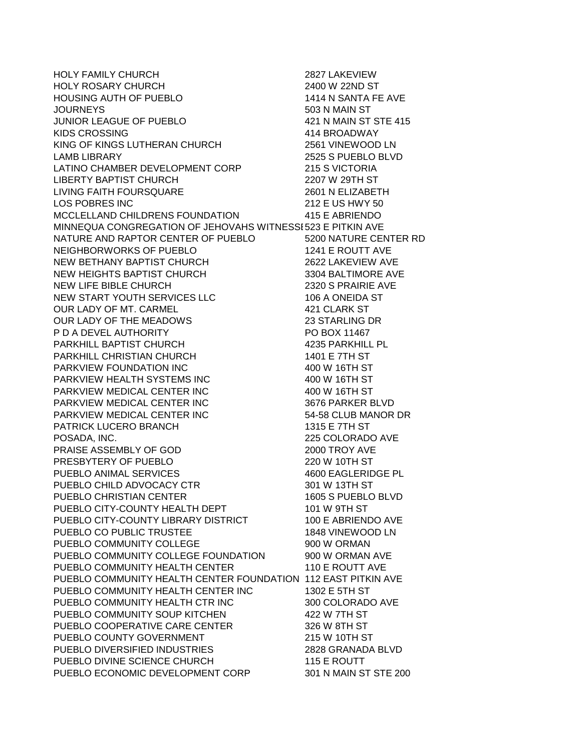| | |
|---|---|
| HOLY FAMILY CHURCH | 2827 LAKEVIEW |
| HOLY ROSARY CHURCH | 2400 W 22ND ST |
| HOUSING AUTH OF PUEBLO | 1414 N SANTA FE AVE |
| JOURNEYS | 503 N MAIN ST |
| JUNIOR LEAGUE OF PUEBLO | 421 N MAIN ST STE 415 |
| KIDS CROSSING | 414 BROADWAY |
| KING OF KINGS LUTHERAN CHURCH | 2561 VINEWOOD LN |
| LAMB LIBRARY | 2525 S PUEBLO BLVD |
| LATINO CHAMBER DEVELOPMENT CORP | 215 S VICTORIA |
| LIBERTY BAPTIST CHURCH | 2207 W 29TH ST |
| LIVING FAITH FOURSQUARE | 2601 N ELIZABETH |
| LOS POBRES INC | 212 E US HWY 50 |
| MCCLELLAND CHILDRENS FOUNDATION | 415 E ABRIENDO |
| MINNEQUA CONGREGATION OF JEHOVAHS WITNESSI | 523 E PITKIN AVE |
| NATURE AND RAPTOR CENTER OF PUEBLO | 5200 NATURE CENTER RD |
| NEIGHBORWORKS OF PUEBLO | 1241 E ROUTT AVE |
| NEW BETHANY BAPTIST CHURCH | 2622 LAKEVIEW AVE |
| NEW HEIGHTS BAPTIST CHURCH | 3304 BALTIMORE AVE |
| NEW LIFE BIBLE CHURCH | 2320 S PRAIRIE AVE |
| NEW START YOUTH SERVICES LLC | 106 A ONEIDA ST |
| OUR LADY OF MT. CARMEL | 421 CLARK ST |
| OUR LADY OF THE MEADOWS | 23 STARLING DR |
| P D A DEVEL AUTHORITY | PO BOX 11467 |
| PARKHILL BAPTIST CHURCH | 4235 PARKHILL PL |
| PARKHILL CHRISTIAN CHURCH | 1401 E 7TH ST |
| PARKVIEW FOUNDATION INC | 400 W 16TH ST |
| PARKVIEW HEALTH SYSTEMS INC | 400 W 16TH ST |
| PARKVIEW MEDICAL CENTER INC | 400 W 16TH ST |
| PARKVIEW MEDICAL CENTER INC | 3676 PARKER BLVD |
| PARKVIEW MEDICAL CENTER INC | 54-58 CLUB MANOR DR |
| PATRICK LUCERO BRANCH | 1315 E 7TH ST |
| POSADA, INC. | 225 COLORADO AVE |
| PRAISE ASSEMBLY OF GOD | 2000 TROY AVE |
| PRESBYTERY OF PUEBLO | 220 W 10TH ST |
| PUEBLO ANIMAL SERVICES | 4600 EAGLERIDGE PL |
| PUEBLO CHILD ADVOCACY CTR | 301 W 13TH ST |
| PUEBLO CHRISTIAN CENTER | 1605 S PUEBLO BLVD |
| PUEBLO CITY-COUNTY HEALTH DEPT | 101 W 9TH ST |
| PUEBLO CITY-COUNTY LIBRARY DISTRICT | 100 E ABRIENDO AVE |
| PUEBLO CO PUBLIC TRUSTEE | 1848 VINEWOOD LN |
| PUEBLO COMMUNITY COLLEGE | 900 W ORMAN |
| PUEBLO COMMUNITY COLLEGE FOUNDATION | 900 W ORMAN AVE |
| PUEBLO COMMUNITY HEALTH CENTER | 110 E ROUTT AVE |
| PUEBLO COMMUNITY HEALTH CENTER FOUNDATION | 112 EAST PITKIN AVE |
| PUEBLO COMMUNITY HEALTH CENTER INC | 1302 E 5TH ST |
| PUEBLO COMMUNITY HEALTH CTR INC | 300 COLORADO AVE |
| PUEBLO COMMUNITY SOUP KITCHEN | 422 W 7TH ST |
| PUEBLO COOPERATIVE CARE CENTER | 326 W 8TH ST |
| PUEBLO COUNTY GOVERNMENT | 215 W 10TH ST |
| PUEBLO DIVERSIFIED INDUSTRIES | 2828 GRANADA BLVD |
| PUEBLO DIVINE SCIENCE CHURCH | 115 E ROUTT |
| PUEBLO ECONOMIC DEVELOPMENT CORP | 301 N MAIN ST STE 200 |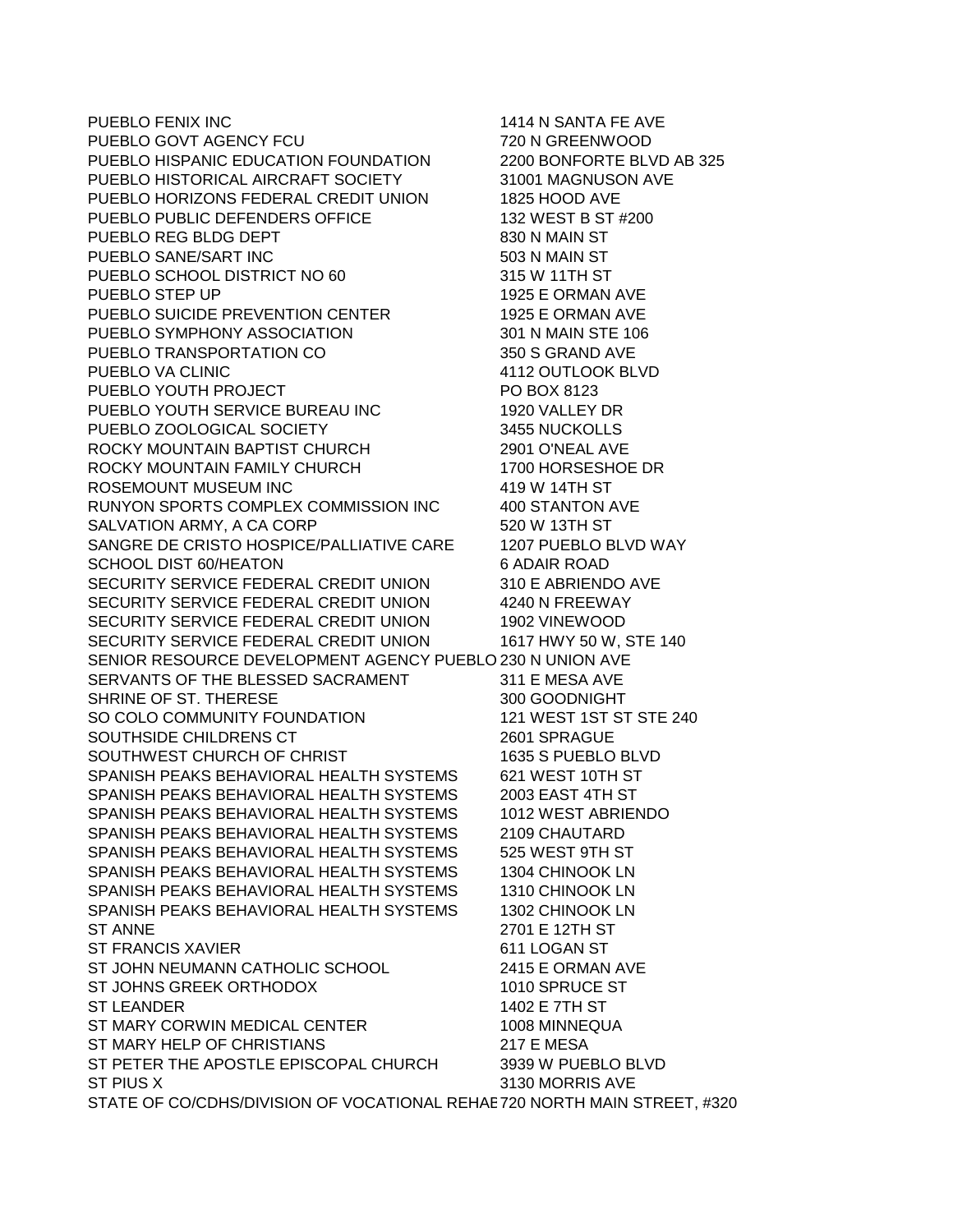| | |
|---|---|
| PUEBLO FENIX INC | 1414 N SANTA FE AVE |
| PUEBLO GOVT AGENCY FCU | 720 N GREENWOOD |
| PUEBLO HISPANIC EDUCATION FOUNDATION | 2200 BONFORTE BLVD AB 325 |
| PUEBLO HISTORICAL AIRCRAFT SOCIETY | 31001 MAGNUSON AVE |
| PUEBLO HORIZONS FEDERAL CREDIT UNION | 1825 HOOD AVE |
| PUEBLO PUBLIC DEFENDERS OFFICE | 132 WEST B ST #200 |
| PUEBLO REG BLDG DEPT | 830 N MAIN ST |
| PUEBLO SANE/SART INC | 503 N MAIN ST |
| PUEBLO SCHOOL DISTRICT NO 60 | 315 W 11TH ST |
| PUEBLO STEP UP | 1925 E ORMAN AVE |
| PUEBLO SUICIDE PREVENTION CENTER | 1925 E ORMAN AVE |
| PUEBLO SYMPHONY ASSOCIATION | 301 N MAIN STE 106 |
| PUEBLO TRANSPORTATION CO | 350 S GRAND AVE |
| PUEBLO VA CLINIC | 4112 OUTLOOK BLVD |
| PUEBLO YOUTH PROJECT | PO BOX 8123 |
| PUEBLO YOUTH SERVICE BUREAU INC | 1920 VALLEY DR |
| PUEBLO ZOOLOGICAL SOCIETY | 3455 NUCKOLLS |
| ROCKY MOUNTAIN BAPTIST CHURCH | 2901 O'NEAL AVE |
| ROCKY MOUNTAIN FAMILY CHURCH | 1700 HORSESHOE DR |
| ROSEMOUNT MUSEUM INC | 419 W 14TH ST |
| RUNYON SPORTS COMPLEX COMMISSION INC | 400 STANTON AVE |
| SALVATION ARMY, A CA CORP | 520 W 13TH ST |
| SANGRE DE CRISTO HOSPICE/PALLIATIVE CARE | 1207 PUEBLO BLVD WAY |
| SCHOOL DIST 60/HEATON | 6 ADAIR ROAD |
| SECURITY SERVICE FEDERAL CREDIT UNION | 310 E ABRIENDO AVE |
| SECURITY SERVICE FEDERAL CREDIT UNION | 4240 N FREEWAY |
| SECURITY SERVICE FEDERAL CREDIT UNION | 1902 VINEWOOD |
| SECURITY SERVICE FEDERAL CREDIT UNION | 1617 HWY 50 W, STE 140 |
| SENIOR RESOURCE DEVELOPMENT AGENCY PUEBLO | 230 N UNION AVE |
| SERVANTS OF THE BLESSED SACRAMENT | 311 E MESA AVE |
| SHRINE OF ST. THERESE | 300 GOODNIGHT |
| SO COLO COMMUNITY FOUNDATION | 121 WEST 1ST ST STE 240 |
| SOUTHSIDE CHILDRENS CT | 2601 SPRAGUE |
| SOUTHWEST CHURCH OF CHRIST | 1635 S PUEBLO BLVD |
| SPANISH PEAKS BEHAVIORAL HEALTH SYSTEMS | 621 WEST 10TH ST |
| SPANISH PEAKS BEHAVIORAL HEALTH SYSTEMS | 2003 EAST 4TH ST |
| SPANISH PEAKS BEHAVIORAL HEALTH SYSTEMS | 1012 WEST ABRIENDO |
| SPANISH PEAKS BEHAVIORAL HEALTH SYSTEMS | 2109 CHAUTARD |
| SPANISH PEAKS BEHAVIORAL HEALTH SYSTEMS | 525 WEST 9TH ST |
| SPANISH PEAKS BEHAVIORAL HEALTH SYSTEMS | 1304 CHINOOK LN |
| SPANISH PEAKS BEHAVIORAL HEALTH SYSTEMS | 1310 CHINOOK LN |
| SPANISH PEAKS BEHAVIORAL HEALTH SYSTEMS | 1302 CHINOOK LN |
| ST ANNE | 2701 E 12TH ST |
| ST FRANCIS XAVIER | 611 LOGAN ST |
| ST JOHN NEUMANN CATHOLIC SCHOOL | 2415 E ORMAN AVE |
| ST JOHNS GREEK ORTHODOX | 1010 SPRUCE ST |
| ST LEANDER | 1402 E 7TH ST |
| ST MARY CORWIN MEDICAL CENTER | 1008 MINNEQUA |
| ST MARY HELP OF CHRISTIANS | 217 E MESA |
| ST PETER THE APOSTLE EPISCOPAL CHURCH | 3939 W PUEBLO BLVD |
| ST PIUS X | 3130 MORRIS AVE |
| STATE OF CO/CDHS/DIVISION OF VOCATIONAL REHAB | 720 NORTH MAIN STREET, #320 |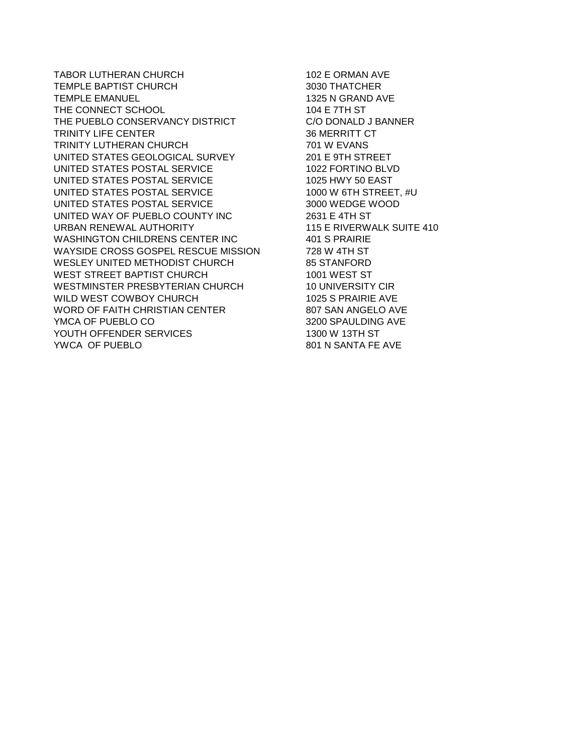| | |
|---|---|
| TABOR LUTHERAN CHURCH | 102 E ORMAN AVE |
| TEMPLE BAPTIST CHURCH | 3030 THATCHER |
| TEMPLE EMANUEL | 1325 N GRAND AVE |
| THE CONNECT SCHOOL | 104 E 7TH ST |
| THE PUEBLO CONSERVANCY DISTRICT | C/O DONALD J BANNER |
| TRINITY LIFE CENTER | 36 MERRITT CT |
| TRINITY LUTHERAN CHURCH | 701 W EVANS |
| UNITED STATES GEOLOGICAL SURVEY | 201 E 9TH STREET |
| UNITED STATES POSTAL SERVICE | 1022 FORTINO BLVD |
| UNITED STATES POSTAL SERVICE | 1025 HWY 50 EAST |
| UNITED STATES POSTAL SERVICE | 1000 W 6TH STREET, #U |
| UNITED STATES POSTAL SERVICE | 3000 WEDGE WOOD |
| UNITED WAY OF PUEBLO COUNTY INC | 2631 E 4TH ST |
| URBAN RENEWAL AUTHORITY | 115 E RIVERWALK SUITE 410 |
| WASHINGTON CHILDRENS CENTER INC | 401 S PRAIRIE |
| WAYSIDE CROSS GOSPEL RESCUE MISSION | 728 W 4TH ST |
| WESLEY UNITED METHODIST CHURCH | 85 STANFORD |
| WEST STREET BAPTIST CHURCH | 1001 WEST ST |
| WESTMINSTER PRESBYTERIAN CHURCH | 10 UNIVERSITY CIR |
| WILD WEST COWBOY CHURCH | 1025 S PRAIRIE AVE |
| WORD OF FAITH CHRISTIAN CENTER | 807 SAN ANGELO AVE |
| YMCA OF PUEBLO CO | 3200 SPAULDING AVE |
| YOUTH OFFENDER SERVICES | 1300 W 13TH ST |
| YWCA OF PUEBLO | 801 N SANTA FE AVE |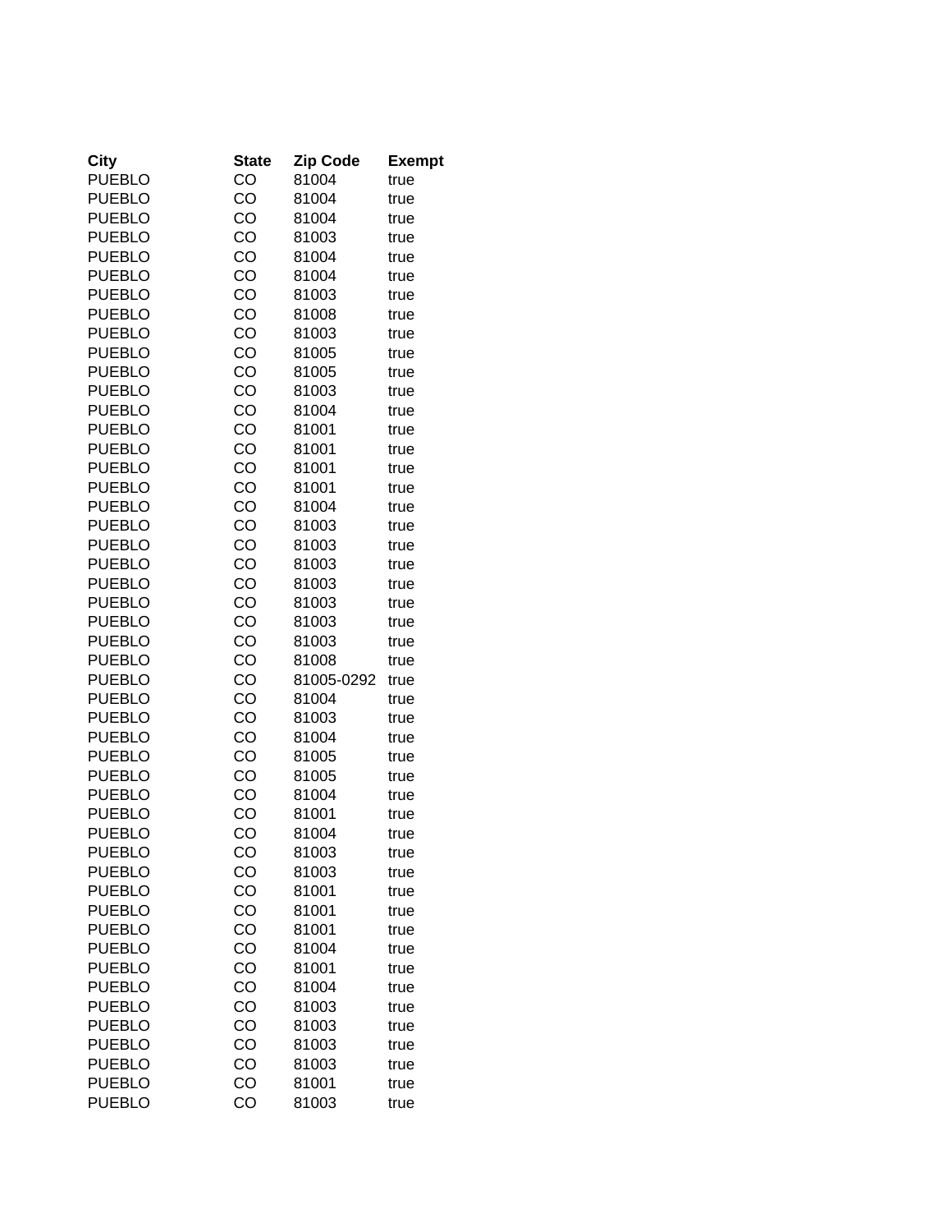| City | State | Zip Code | Exempt |
|---|---|---|---|
| PUEBLO | CO | 81004 | true |
| PUEBLO | CO | 81004 | true |
| PUEBLO | CO | 81004 | true |
| PUEBLO | CO | 81003 | true |
| PUEBLO | CO | 81004 | true |
| PUEBLO | CO | 81004 | true |
| PUEBLO | CO | 81003 | true |
| PUEBLO | CO | 81008 | true |
| PUEBLO | CO | 81003 | true |
| PUEBLO | CO | 81005 | true |
| PUEBLO | CO | 81005 | true |
| PUEBLO | CO | 81003 | true |
| PUEBLO | CO | 81004 | true |
| PUEBLO | CO | 81001 | true |
| PUEBLO | CO | 81001 | true |
| PUEBLO | CO | 81001 | true |
| PUEBLO | CO | 81001 | true |
| PUEBLO | CO | 81004 | true |
| PUEBLO | CO | 81003 | true |
| PUEBLO | CO | 81003 | true |
| PUEBLO | CO | 81003 | true |
| PUEBLO | CO | 81003 | true |
| PUEBLO | CO | 81003 | true |
| PUEBLO | CO | 81003 | true |
| PUEBLO | CO | 81003 | true |
| PUEBLO | CO | 81008 | true |
| PUEBLO | CO | 81005-0292 | true |
| PUEBLO | CO | 81004 | true |
| PUEBLO | CO | 81003 | true |
| PUEBLO | CO | 81004 | true |
| PUEBLO | CO | 81005 | true |
| PUEBLO | CO | 81005 | true |
| PUEBLO | CO | 81004 | true |
| PUEBLO | CO | 81001 | true |
| PUEBLO | CO | 81004 | true |
| PUEBLO | CO | 81003 | true |
| PUEBLO | CO | 81003 | true |
| PUEBLO | CO | 81001 | true |
| PUEBLO | CO | 81001 | true |
| PUEBLO | CO | 81001 | true |
| PUEBLO | CO | 81004 | true |
| PUEBLO | CO | 81001 | true |
| PUEBLO | CO | 81004 | true |
| PUEBLO | CO | 81003 | true |
| PUEBLO | CO | 81003 | true |
| PUEBLO | CO | 81003 | true |
| PUEBLO | CO | 81003 | true |
| PUEBLO | CO | 81001 | true |
| PUEBLO | CO | 81003 | true |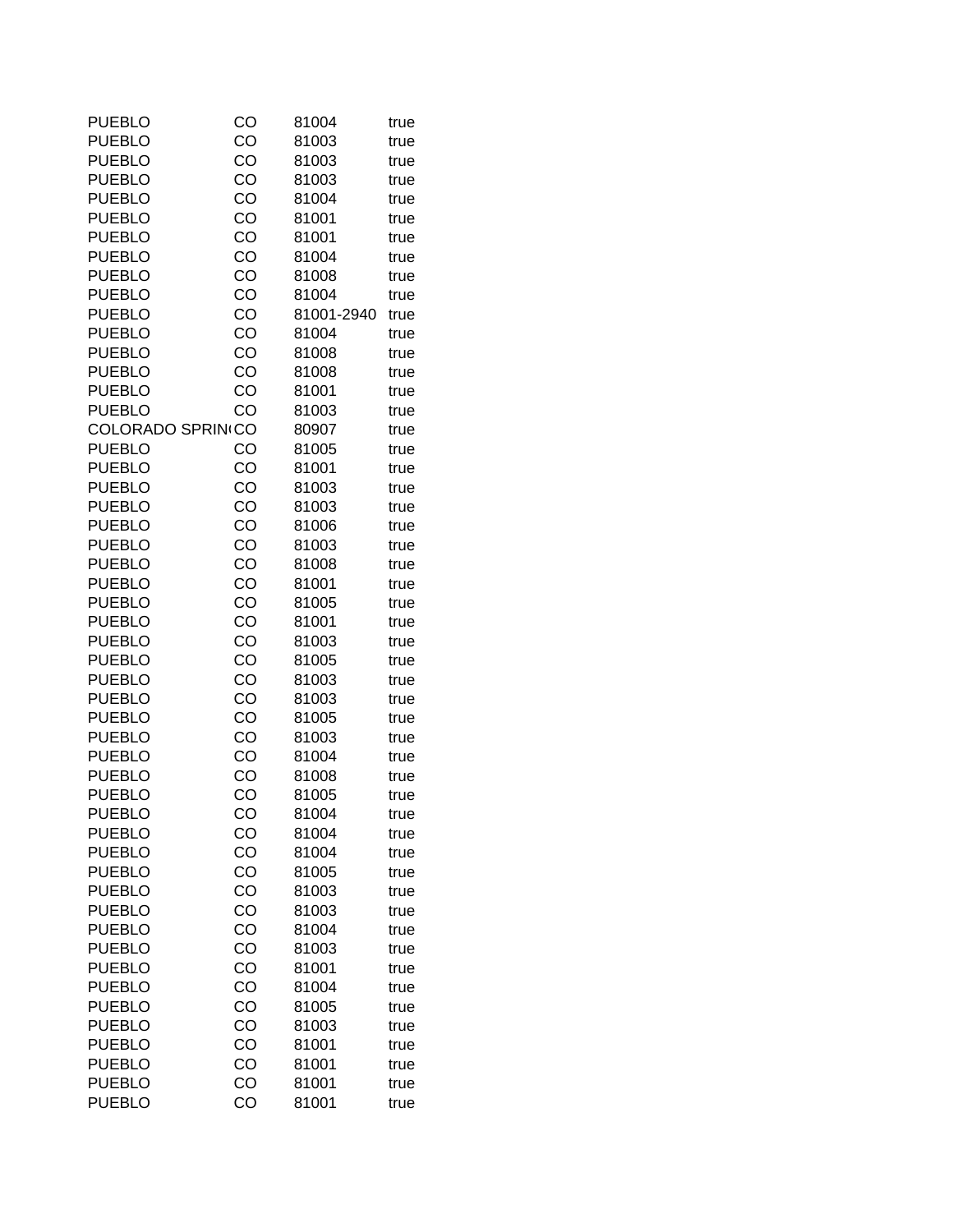| | | | |
|---|---|---|---|
| PUEBLO | CO | 81004 | true |
| PUEBLO | CO | 81003 | true |
| PUEBLO | CO | 81003 | true |
| PUEBLO | CO | 81003 | true |
| PUEBLO | CO | 81004 | true |
| PUEBLO | CO | 81001 | true |
| PUEBLO | CO | 81001 | true |
| PUEBLO | CO | 81004 | true |
| PUEBLO | CO | 81008 | true |
| PUEBLO | CO | 81004 | true |
| PUEBLO | CO | 81001-2940 | true |
| PUEBLO | CO | 81004 | true |
| PUEBLO | CO | 81008 | true |
| PUEBLO | CO | 81008 | true |
| PUEBLO | CO | 81001 | true |
| PUEBLO | CO | 81003 | true |
| COLORADO SPRIN | CO | 80907 | true |
| PUEBLO | CO | 81005 | true |
| PUEBLO | CO | 81001 | true |
| PUEBLO | CO | 81003 | true |
| PUEBLO | CO | 81003 | true |
| PUEBLO | CO | 81006 | true |
| PUEBLO | CO | 81003 | true |
| PUEBLO | CO | 81008 | true |
| PUEBLO | CO | 81001 | true |
| PUEBLO | CO | 81005 | true |
| PUEBLO | CO | 81001 | true |
| PUEBLO | CO | 81003 | true |
| PUEBLO | CO | 81005 | true |
| PUEBLO | CO | 81003 | true |
| PUEBLO | CO | 81003 | true |
| PUEBLO | CO | 81005 | true |
| PUEBLO | CO | 81003 | true |
| PUEBLO | CO | 81004 | true |
| PUEBLO | CO | 81008 | true |
| PUEBLO | CO | 81005 | true |
| PUEBLO | CO | 81004 | true |
| PUEBLO | CO | 81004 | true |
| PUEBLO | CO | 81004 | true |
| PUEBLO | CO | 81005 | true |
| PUEBLO | CO | 81003 | true |
| PUEBLO | CO | 81003 | true |
| PUEBLO | CO | 81004 | true |
| PUEBLO | CO | 81003 | true |
| PUEBLO | CO | 81001 | true |
| PUEBLO | CO | 81004 | true |
| PUEBLO | CO | 81005 | true |
| PUEBLO | CO | 81003 | true |
| PUEBLO | CO | 81001 | true |
| PUEBLO | CO | 81001 | true |
| PUEBLO | CO | 81001 | true |
| PUEBLO | CO | 81001 | true |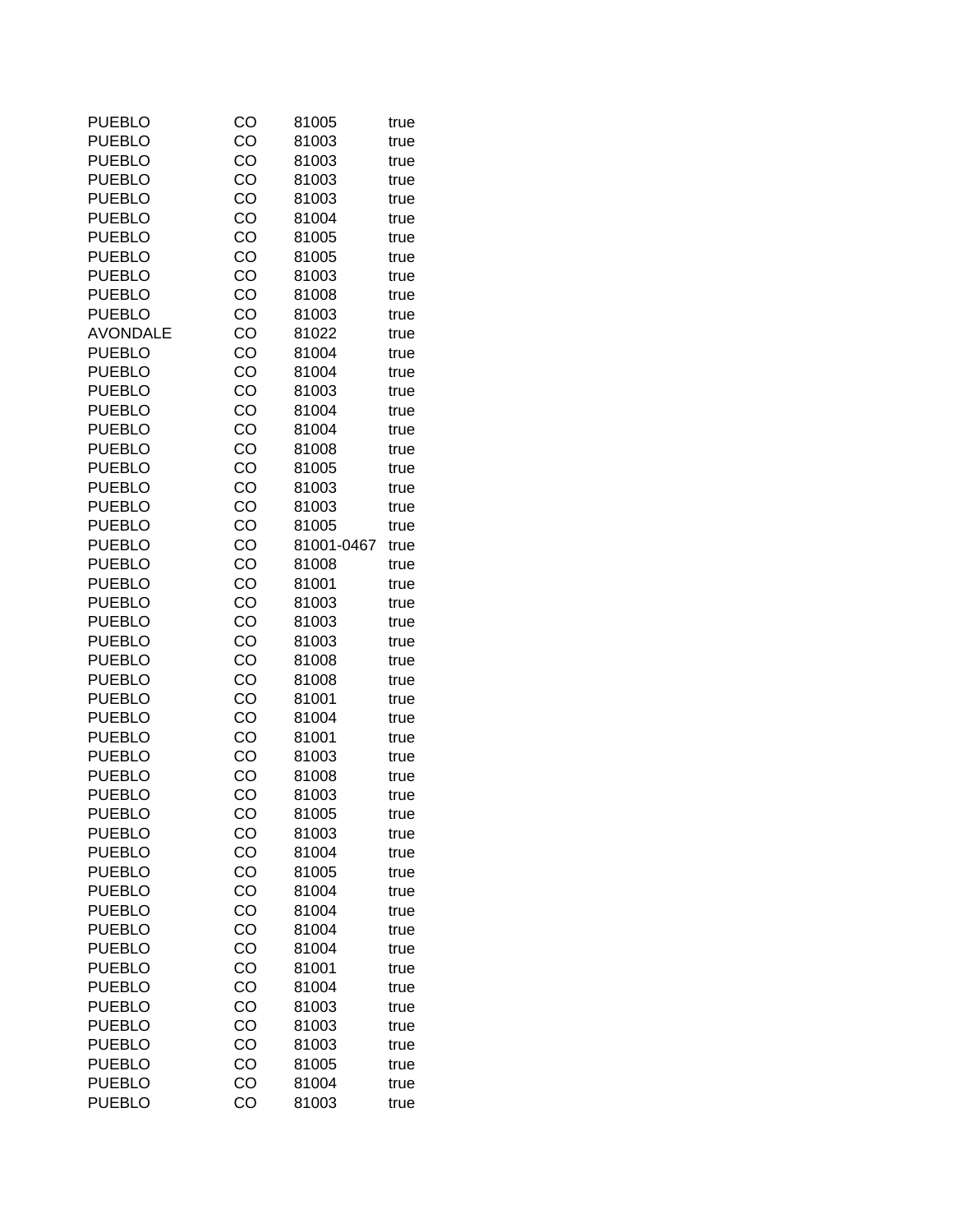| | | | |
|---|---|---|---|
| PUEBLO | CO | 81005 | true |
| PUEBLO | CO | 81003 | true |
| PUEBLO | CO | 81003 | true |
| PUEBLO | CO | 81003 | true |
| PUEBLO | CO | 81003 | true |
| PUEBLO | CO | 81004 | true |
| PUEBLO | CO | 81005 | true |
| PUEBLO | CO | 81005 | true |
| PUEBLO | CO | 81003 | true |
| PUEBLO | CO | 81008 | true |
| PUEBLO | CO | 81003 | true |
| AVONDALE | CO | 81022 | true |
| PUEBLO | CO | 81004 | true |
| PUEBLO | CO | 81004 | true |
| PUEBLO | CO | 81003 | true |
| PUEBLO | CO | 81004 | true |
| PUEBLO | CO | 81004 | true |
| PUEBLO | CO | 81008 | true |
| PUEBLO | CO | 81005 | true |
| PUEBLO | CO | 81003 | true |
| PUEBLO | CO | 81003 | true |
| PUEBLO | CO | 81005 | true |
| PUEBLO | CO | 81001-0467 | true |
| PUEBLO | CO | 81008 | true |
| PUEBLO | CO | 81001 | true |
| PUEBLO | CO | 81003 | true |
| PUEBLO | CO | 81003 | true |
| PUEBLO | CO | 81003 | true |
| PUEBLO | CO | 81008 | true |
| PUEBLO | CO | 81008 | true |
| PUEBLO | CO | 81001 | true |
| PUEBLO | CO | 81004 | true |
| PUEBLO | CO | 81001 | true |
| PUEBLO | CO | 81003 | true |
| PUEBLO | CO | 81008 | true |
| PUEBLO | CO | 81003 | true |
| PUEBLO | CO | 81005 | true |
| PUEBLO | CO | 81003 | true |
| PUEBLO | CO | 81004 | true |
| PUEBLO | CO | 81005 | true |
| PUEBLO | CO | 81004 | true |
| PUEBLO | CO | 81004 | true |
| PUEBLO | CO | 81004 | true |
| PUEBLO | CO | 81004 | true |
| PUEBLO | CO | 81001 | true |
| PUEBLO | CO | 81004 | true |
| PUEBLO | CO | 81003 | true |
| PUEBLO | CO | 81003 | true |
| PUEBLO | CO | 81003 | true |
| PUEBLO | CO | 81005 | true |
| PUEBLO | CO | 81004 | true |
| PUEBLO | CO | 81003 | true |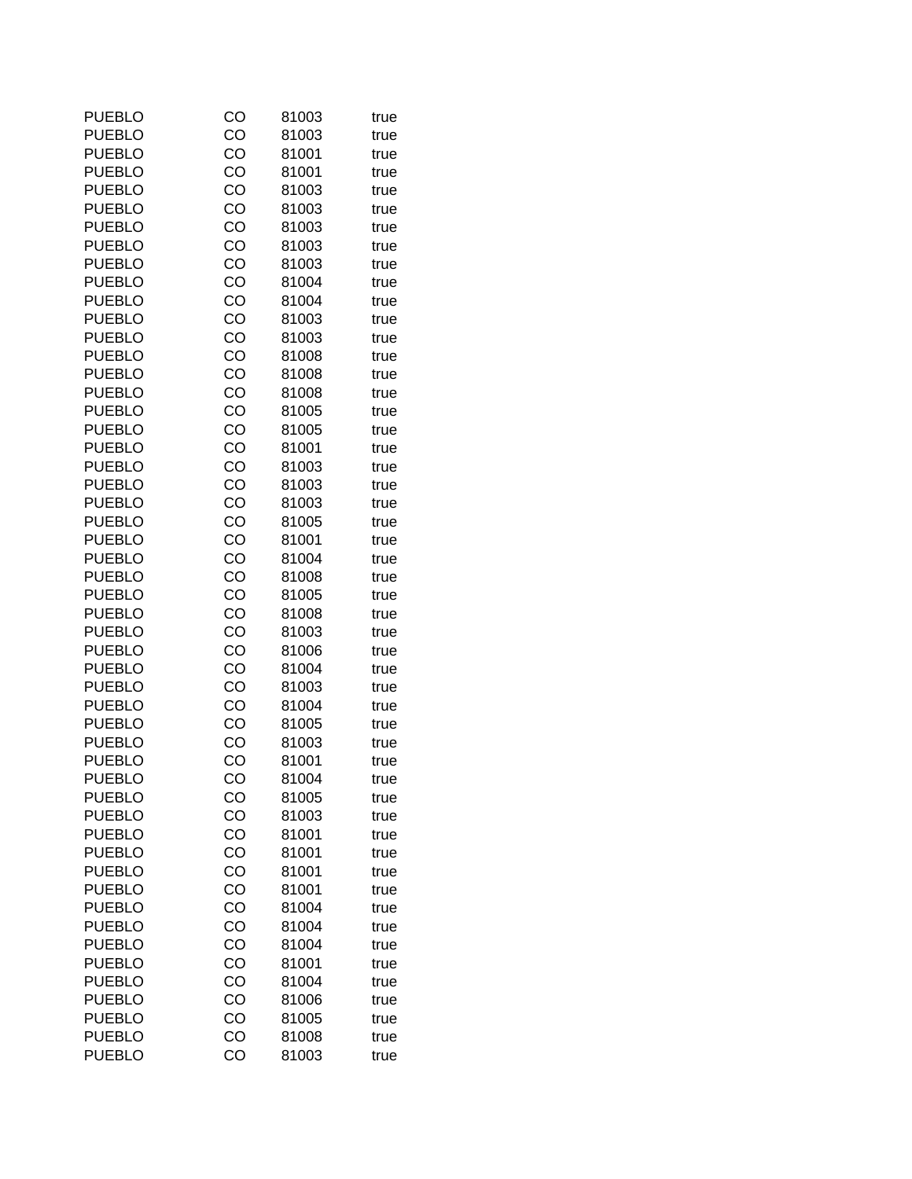| | | | |
|---|---|---|---|
| PUEBLO | CO | 81003 | true |
| PUEBLO | CO | 81003 | true |
| PUEBLO | CO | 81001 | true |
| PUEBLO | CO | 81001 | true |
| PUEBLO | CO | 81003 | true |
| PUEBLO | CO | 81003 | true |
| PUEBLO | CO | 81003 | true |
| PUEBLO | CO | 81003 | true |
| PUEBLO | CO | 81003 | true |
| PUEBLO | CO | 81004 | true |
| PUEBLO | CO | 81004 | true |
| PUEBLO | CO | 81003 | true |
| PUEBLO | CO | 81003 | true |
| PUEBLO | CO | 81008 | true |
| PUEBLO | CO | 81008 | true |
| PUEBLO | CO | 81008 | true |
| PUEBLO | CO | 81005 | true |
| PUEBLO | CO | 81005 | true |
| PUEBLO | CO | 81001 | true |
| PUEBLO | CO | 81003 | true |
| PUEBLO | CO | 81003 | true |
| PUEBLO | CO | 81003 | true |
| PUEBLO | CO | 81005 | true |
| PUEBLO | CO | 81001 | true |
| PUEBLO | CO | 81004 | true |
| PUEBLO | CO | 81008 | true |
| PUEBLO | CO | 81005 | true |
| PUEBLO | CO | 81008 | true |
| PUEBLO | CO | 81003 | true |
| PUEBLO | CO | 81006 | true |
| PUEBLO | CO | 81004 | true |
| PUEBLO | CO | 81003 | true |
| PUEBLO | CO | 81004 | true |
| PUEBLO | CO | 81005 | true |
| PUEBLO | CO | 81003 | true |
| PUEBLO | CO | 81001 | true |
| PUEBLO | CO | 81004 | true |
| PUEBLO | CO | 81005 | true |
| PUEBLO | CO | 81003 | true |
| PUEBLO | CO | 81001 | true |
| PUEBLO | CO | 81001 | true |
| PUEBLO | CO | 81001 | true |
| PUEBLO | CO | 81001 | true |
| PUEBLO | CO | 81004 | true |
| PUEBLO | CO | 81004 | true |
| PUEBLO | CO | 81004 | true |
| PUEBLO | CO | 81001 | true |
| PUEBLO | CO | 81004 | true |
| PUEBLO | CO | 81006 | true |
| PUEBLO | CO | 81005 | true |
| PUEBLO | CO | 81008 | true |
| PUEBLO | CO | 81003 | true |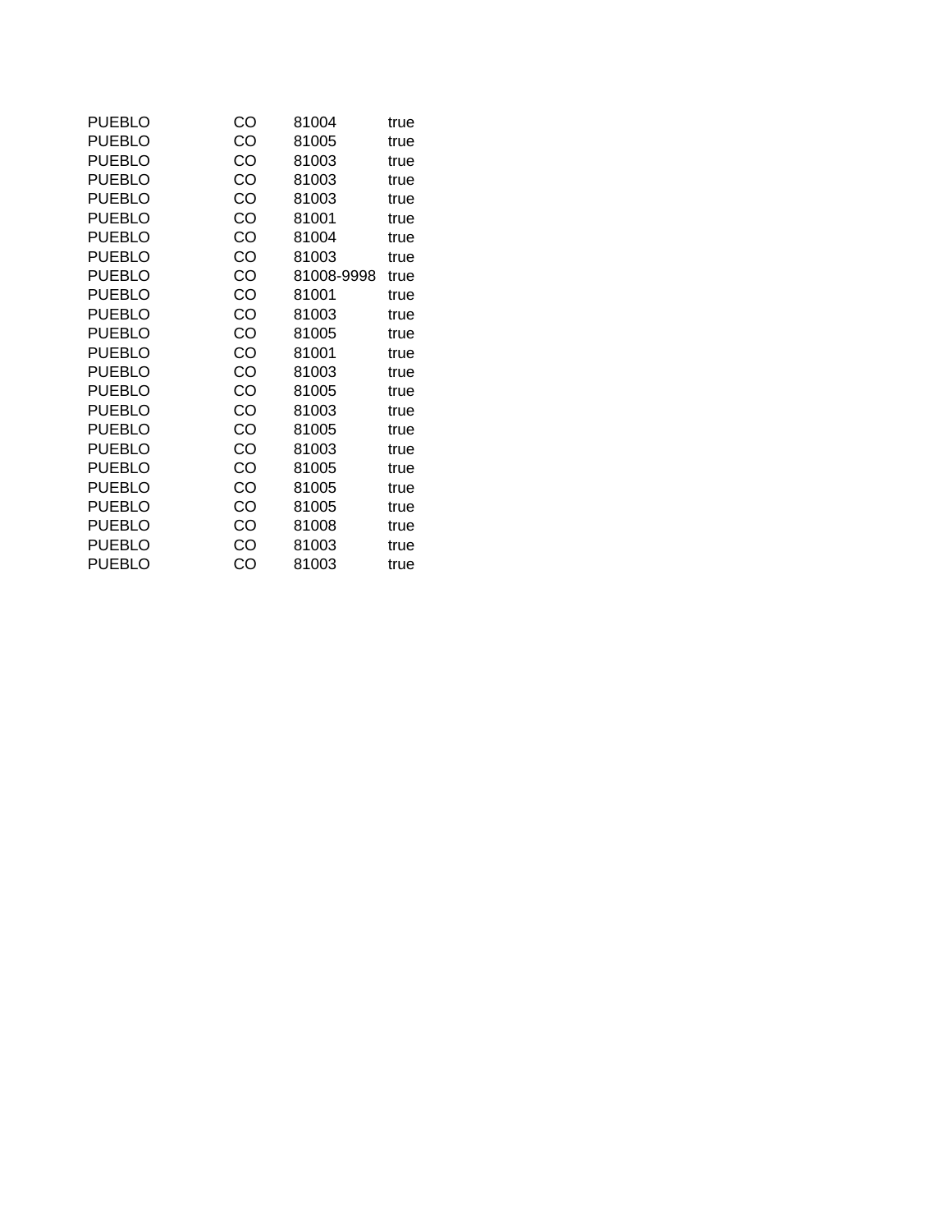| | | | |
|---|---|---|---|
| PUEBLO | CO | 81004 | true |
| PUEBLO | CO | 81005 | true |
| PUEBLO | CO | 81003 | true |
| PUEBLO | CO | 81003 | true |
| PUEBLO | CO | 81003 | true |
| PUEBLO | CO | 81001 | true |
| PUEBLO | CO | 81004 | true |
| PUEBLO | CO | 81003 | true |
| PUEBLO | CO | 81008-9998 | true |
| PUEBLO | CO | 81001 | true |
| PUEBLO | CO | 81003 | true |
| PUEBLO | CO | 81005 | true |
| PUEBLO | CO | 81001 | true |
| PUEBLO | CO | 81003 | true |
| PUEBLO | CO | 81005 | true |
| PUEBLO | CO | 81003 | true |
| PUEBLO | CO | 81005 | true |
| PUEBLO | CO | 81003 | true |
| PUEBLO | CO | 81005 | true |
| PUEBLO | CO | 81005 | true |
| PUEBLO | CO | 81005 | true |
| PUEBLO | CO | 81008 | true |
| PUEBLO | CO | 81003 | true |
| PUEBLO | CO | 81003 | true |